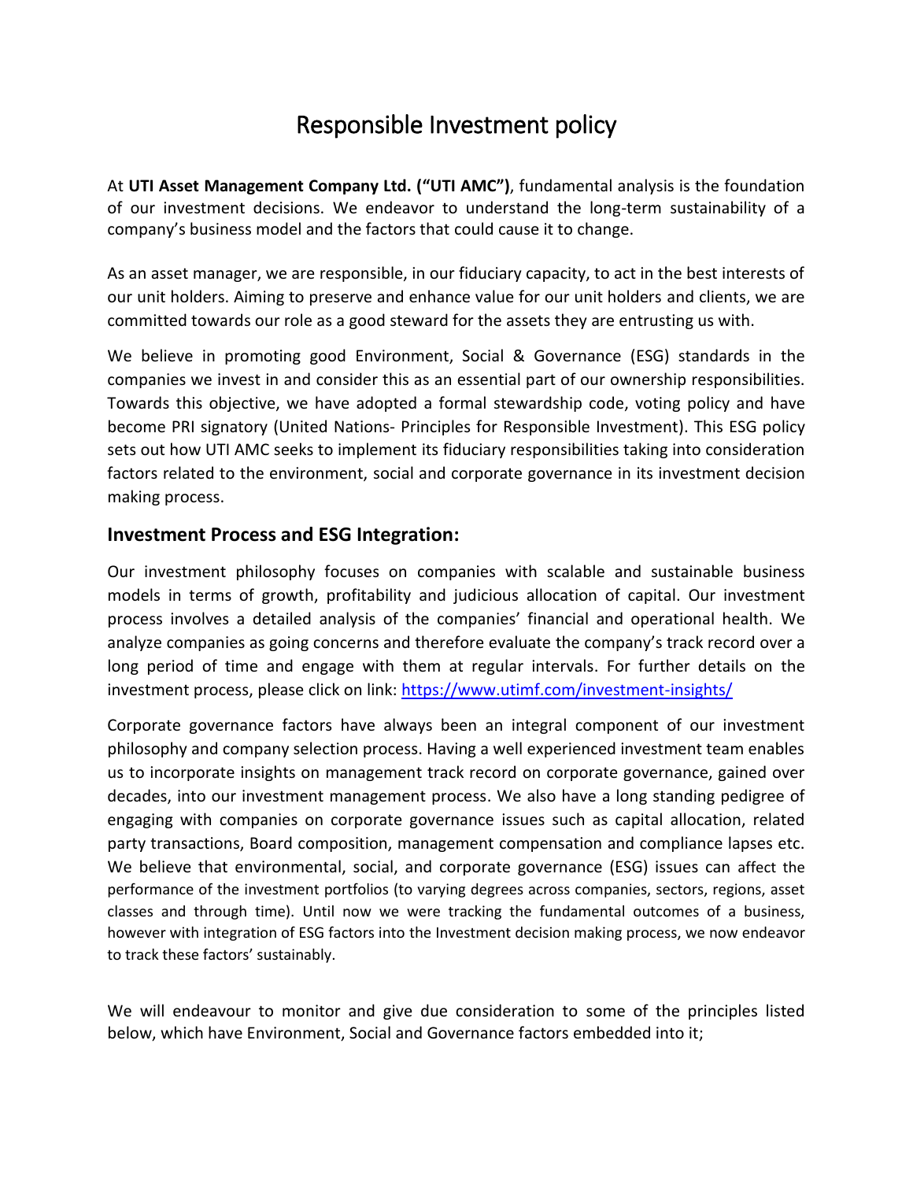# Responsible Investment policy

At **UTI Asset Management Company Ltd. ("UTI AMC")**, fundamental analysis is the foundation of our investment decisions. We endeavor to understand the long-term sustainability of a company's business model and the factors that could cause it to change.

As an asset manager, we are responsible, in our fiduciary capacity, to act in the best interests of our unit holders. Aiming to preserve and enhance value for our unit holders and clients, we are committed towards our role as a good steward for the assets they are entrusting us with.

We believe in promoting good Environment, Social & Governance (ESG) standards in the companies we invest in and consider this as an essential part of our ownership responsibilities. Towards this objective, we have adopted a formal stewardship code, voting policy and have become PRI signatory (United Nations- Principles for Responsible Investment). This ESG policy sets out how UTI AMC seeks to implement its fiduciary responsibilities taking into consideration factors related to the environment, social and corporate governance in its investment decision making process.

## Investment Process and ESG Integration:

Our investment philosophy focuses on companies with scalable and sustainable business models in terms of growth, profitability and judicious allocation of capital. Our investment process involves a detailed analysis of the companies' financial and operational health. We analyze companies as going concerns and therefore evaluate the company's track record over a long period of time and engage with them at regular intervals. For further details on the investment process, please click on link: [https://www.utimf.com/investment-insights/](https://www.utimf.com/investment-insights/)

Corporate governance factors have always been an integral component of our investment philosophy and company selection process. Having a well experienced investment team enables us to incorporate insights on management track record on corporate governance, gained over decades, into our investment management process. We also have a long standing pedigree of engaging with companies on corporate governance issues such as capital allocation, related party transactions, Board composition, management compensation and compliance lapses etc. We believe that environmental, social, and corporate governance (ESG) issues can affect the performance of the investment portfolios (to varying degrees across companies, sectors, regions, asset classes and through time). Until now we were tracking the fundamental outcomes of a business, however with integration of ESG factors into the Investment decision making process, we now endeavor to track these factors' sustainably.

We will endeavour to monitor and give due consideration to some of the principles listed below, which have Environment, Social and Governance factors embedded into it;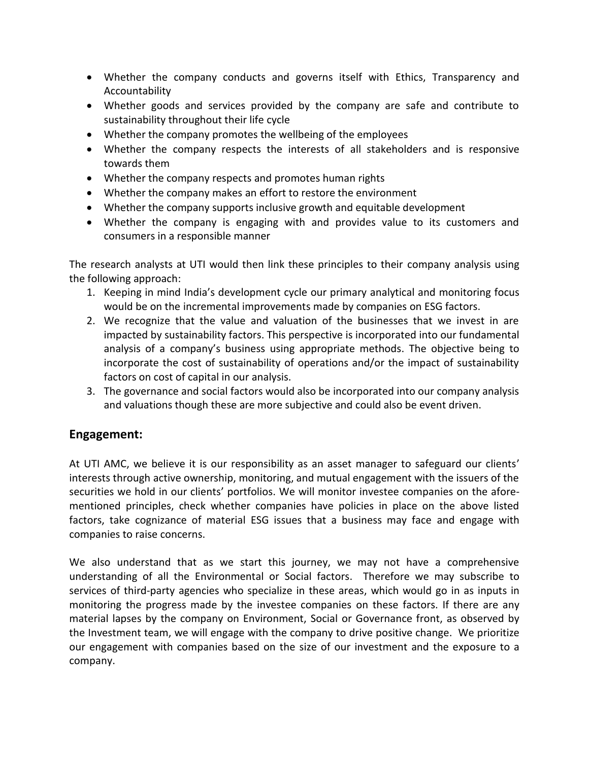- Whether the company conducts and governs itself with Ethics, Transparency and Accountability
- Whether goods and services provided by the company are safe and contribute to sustainability throughout their life cycle
- Whether the company promotes the wellbeing of the employees
- Whether the company respects the interests of all stakeholders and is responsive towards them
- Whether the company respects and promotes human rights
- Whether the company makes an effort to restore the environment
- Whether the company supports inclusive growth and equitable development
- Whether the company is engaging with and provides value to its customers and consumers in a responsible manner

The research analysts at UTI would then link these principles to their company analysis using the following approach:

1. Keeping in mind India's development cycle our primary analytical and monitoring focus would be on the incremental improvements made by companies on ESG factors.
2. We recognize that the value and valuation of the businesses that we invest in are impacted by sustainability factors. This perspective is incorporated into our fundamental analysis of a company's business using appropriate methods. The objective being to incorporate the cost of sustainability of operations and/or the impact of sustainability factors on cost of capital in our analysis.
3. The governance and social factors would also be incorporated into our company analysis and valuations though these are more subjective and could also be event driven.

## Engagement:

At UTI AMC, we believe it is our responsibility as an asset manager to safeguard our clients' interests through active ownership, monitoring, and mutual engagement with the issuers of the securities we hold in our clients' portfolios. We will monitor investee companies on the afore-mentioned principles, check whether companies have policies in place on the above listed factors, take cognizance of material ESG issues that a business may face and engage with companies to raise concerns.

We also understand that as we start this journey, we may not have a comprehensive understanding of all the Environmental or Social factors. Therefore we may subscribe to services of third-party agencies who specialize in these areas, which would go in as inputs in monitoring the progress made by the investee companies on these factors. If there are any material lapses by the company on Environment, Social or Governance front, as observed by the Investment team, we will engage with the company to drive positive change. We prioritize our engagement with companies based on the size of our investment and the exposure to a company.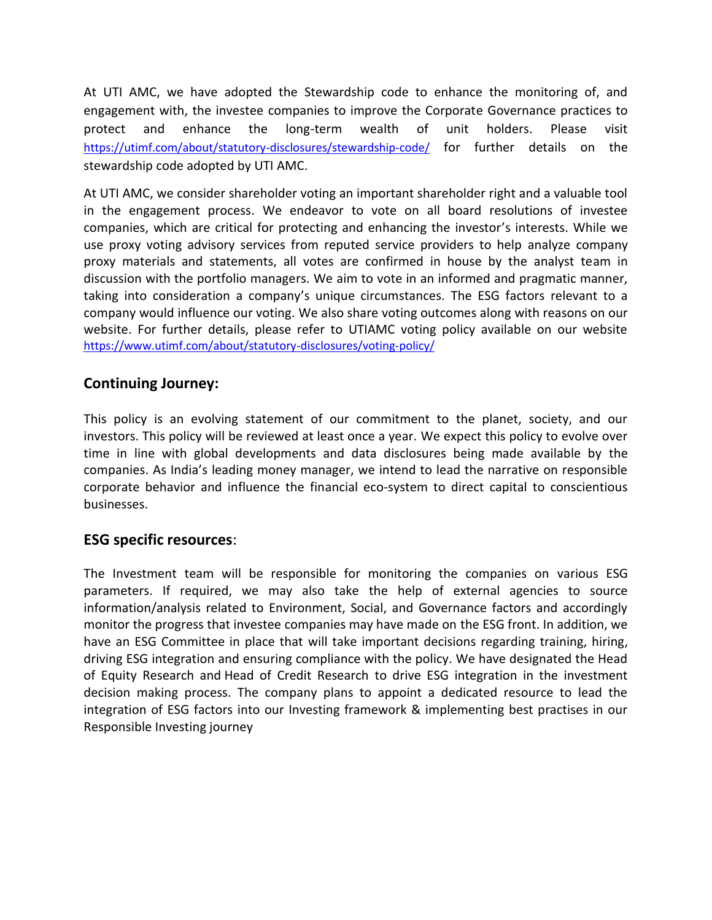At UTI AMC, we have adopted the Stewardship code to enhance the monitoring of, and engagement with, the investee companies to improve the Corporate Governance practices to protect and enhance the long-term wealth of unit holders. Please visit https://utimf.com/about/statutory-disclosures/stewardship-code/ for further details on the stewardship code adopted by UTI AMC.

At UTI AMC, we consider shareholder voting an important shareholder right and a valuable tool in the engagement process. We endeavor to vote on all board resolutions of investee companies, which are critical for protecting and enhancing the investor's interests. While we use proxy voting advisory services from reputed service providers to help analyze company proxy materials and statements, all votes are confirmed in house by the analyst team in discussion with the portfolio managers. We aim to vote in an informed and pragmatic manner, taking into consideration a company's unique circumstances. The ESG factors relevant to a company would influence our voting. We also share voting outcomes along with reasons on our website. For further details, please refer to UTIAMC voting policy available on our website https://www.utimf.com/about/statutory-disclosures/voting-policy/

## Continuing Journey:

This policy is an evolving statement of our commitment to the planet, society, and our investors. This policy will be reviewed at least once a year. We expect this policy to evolve over time in line with global developments and data disclosures being made available by the companies. As India's leading money manager, we intend to lead the narrative on responsible corporate behavior and influence the financial eco-system to direct capital to conscientious businesses.

## ESG specific resources:

The Investment team will be responsible for monitoring the companies on various ESG parameters. If required, we may also take the help of external agencies to source information/analysis related to Environment, Social, and Governance factors and accordingly monitor the progress that investee companies may have made on the ESG front. In addition, we have an ESG Committee in place that will take important decisions regarding training, hiring, driving ESG integration and ensuring compliance with the policy. We have designated the Head of Equity Research and Head of Credit Research to drive ESG integration in the investment decision making process. The company plans to appoint a dedicated resource to lead the integration of ESG factors into our Investing framework & implementing best practises in our Responsible Investing journey